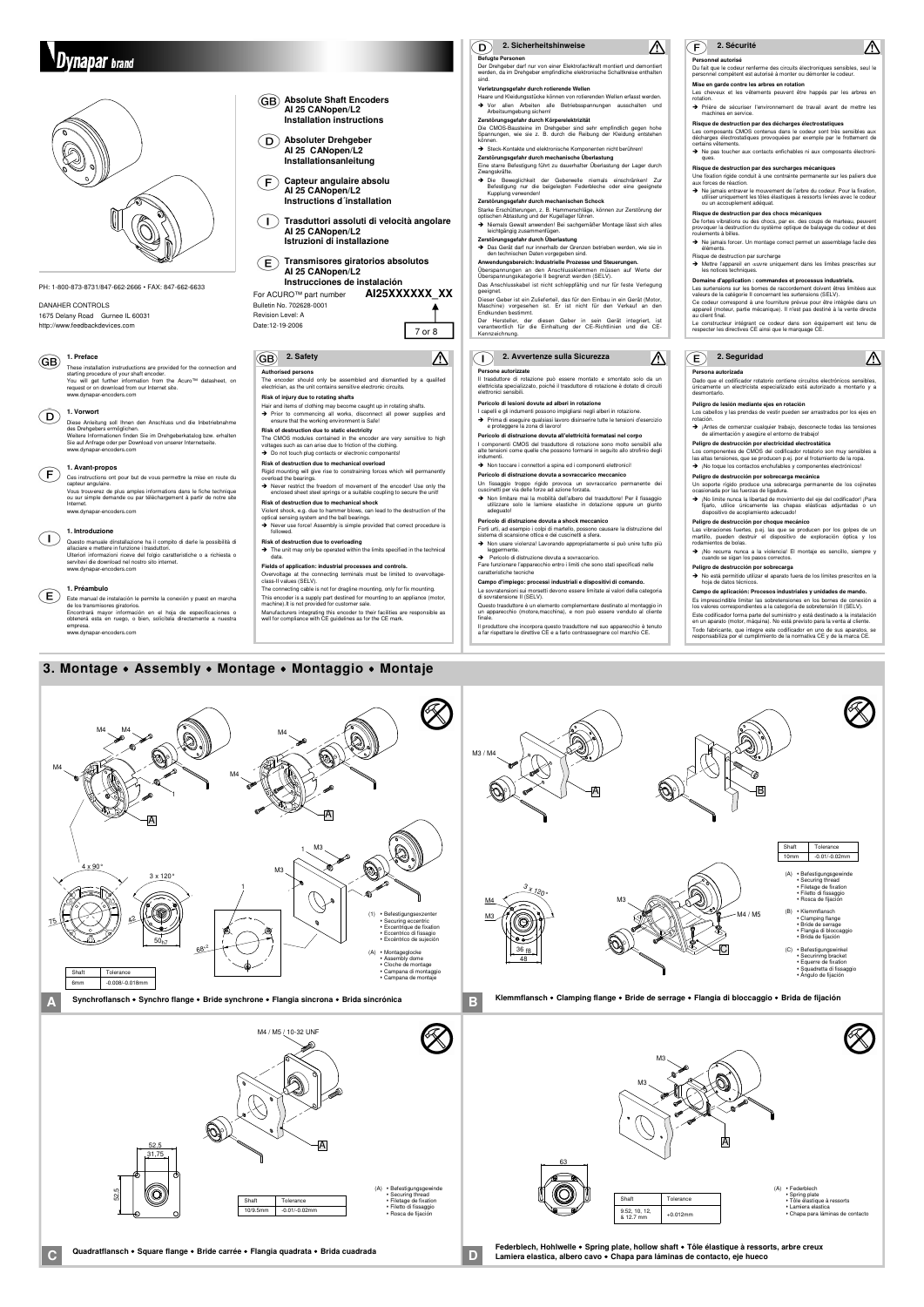# Dynapar brand

PH: 1-800-873-8731/847-662-2666 • FAX: 847-662-6633

DANAHER CONTROLS
1675 Delany Road   Gurnee IL 60031
http://www.feedbackdevices.com

**(GB) Absolute Shaft Encoders AI 25 CANopen/L2 Installation instructions**

**(D) Absoluter Drehgeber AI 25 CANopen/L2 Installationsanleitung**

**(F) Capteur angulaire absolu AI 25 CANopen/L2 Instructions d´installation**

**(I) Trasduttori assoluti di velocità angolare AI 25 CANopen/L2 Istruzioni di installazione**

**(E) Transmisores giratorios absolutos AI 25 CANopen/L2 Instrucciones de instalación**

For ACURO™ part number **AI25XXXXXX_XX**

Bulletin No. 702628-0001
Revision Level: A
Date:12-19-2006

7 or 8

## GB 1. Preface

These installation instructions are provided for the connection and starting procedure of your shaft encoder.
You will get further information from the Acuro™ datasheet, on request or on download from our Internet site.
www.dynapar-encoders.com

## D 1. Vorwort

Diese Anleitung soll Ihnen den Anschluss und die Inbetriebnahme des Drehgebers ermöglichen.
Weitere Informationen finden Sie im Drehgeberkatalog bzw. erhalten Sie auf Anfrage oder per Download von unserer Internetseite.
www.dynapar-encoders.com

## F 1. Avant-propos

Ces instructions ont pour but de vous permettre la mise en route du capteur angulaire.
Vous trouverez de plus amples informations dans le fiche technique ou sur simple demande ou par téléchargement à partir de notre site Internet.
www.dynapar-encoders.com

## I 1. Introduzione

Questo manuale d'installazione ha il compito di darle la possibilità di allacciare e mettere in funzione i trasduttori.
Ulteriori informazioni riceve del folgio caratteristiche o a richiesta o servitevi die download nel nostro sito internet.
www.dynapar-encoders.com

## E 1. Préambulo

Este manual de instalación le permite la conexión y puest en marcha de los transmisores giratorios.
Encontrará mayor información en el hoja de especificaciones o obtenerá ésta en ruego, o bien, solicítela directamente a nuestra empresa.
www.dynapar-encoders.com

## GB 2. Safety

**Authorised persons**
The encoder should only be assembled and dismantled by a qualified electrician, as the unit contains sensitive electronic circuits.

**Risk of injury due to rotating shafts**
Hair and items of clothing may become caught up in rotating shafts.
➔ Prior to commencing all works, disconnect all power supplies and ensure that the working environment is Safe!

**Risk of destruction due to static electricity**
The CMOS modules contained in the encoder are very sensitive to high voltages such as can arise due to friction of the clothing.
➔ Do not touch plug contacts or electronic components!

**Risk of destruction due to mechanical overload**
Rigid mounting will give rise to constraining forces which will permanently overload the bearings.
➔ Never restrict the freedom of movement of the encoder! Use only the enclosed sheet steel springs or a suitable coupling to secure the unit!

**Risk of destruction due to mechanical shock**
Violent shock, e.g. due to hammer blows, can lead to the destruction of the optical sensing system and the ball bearings.
➔ Never use force! Assembly is simple provided that correct procedure is followed.

**Risk of destruction due to overloading**
➔ The unit may only be operated within the limits specified in the technical data.

**Fields of application: industrial processes and controls.**
Overvoltage at the connecting terminals must be limited to overvoltage-class-II values (SELV).
The connecting cable is not for dragline mounting, only fix fix mounting.
This encoder is a supply part destined for mounting to an appliance (motor, machine).It is not provided for customer sale.
Manufacturers integrating this encoder to their facilities are responsible as well for compliance with CE guidelines as for the CE mark.

## D 2. Sicherheitshinweise

**Befugte Personen**
Der Drehgeber darf nur von einer Elektrofachkraft montiert und demontiert werden, da im Drehgeber empfindliche elektronische Schaltkreise enthalten sind.

**Verletzungsgefahr durch rotierende Wellen**
Haare und Kleidungsstücke können von rotierenden Wellen erfasst werden.
➔ Vor allen Arbeiten alle Betriebsspannungen ausschalten und Arbeitsumgebung sichern!

**Zerstörungsgefahr durch Körperelektrizität**
Die CMOS-Bausteine im Drehgeber sind sehr empfindlich gegen hohe Spannungen, wie sie z. B. durch die Reibung der Kleidung entstehen können.
➔ Steck-Kontakte und elektronische Komponenten nicht berühren!

**Zerstörungsgefahr durch mechanische Überlastung**
Eine starre Befestigung führt zu dauerhafter Überlastung der Lager durch Zwangskräfte.
➔ Die Beweglichkeit der Geberwelle niemals einschränken! Zur Befestigung nur die beigelegten Federbleche oder eine geeignete Kupplung verwenden!

**Zerstörungsgefahr durch mechanischen Schock**
Starke Erschütterungen, z. B. Hammerschläge, können zur Zerstörung der optischen Abtastung und der Kugellager führen.
➔ Niemals Gewalt anwenden! Bei sachgemäßer Montage lässt sich alles leichtgängig zusammenfügen.

**Zerstörungsgefahr durch Überlastung**
➔ Das Gerät darf nur innerhalb der Grenzen betrieben werden, wie sie in den technischen Daten vorgegeben sind.

**Anwendungsbereich: Industrielle Prozesse und Steuerungen.**
Überspannungen an den Anschlussklemmen müssen auf Werte der Überspannungskategorie II begrenzt werden (SELV).
Das Anschlusskabel ist nicht schleppfähig und nur für feste Verlegung geeignet.
Dieser Geber ist ein Zulieferteil, das für den Einbau in ein Gerät (Motor, Maschine) vorgesehen ist. Er ist nicht für den Verkauf an den Endkunden bestimmt.
Der Hersteller, der diesen Geber in sein Gerät integriert, ist verantwortlich für die Einhaltung der CE-Richtlinien und die CE-Kennzeichnung.

## I 2. Avvertenze sulla Sicurezza

**Persone autorizzate**
Il trasduttore di rotazione può essere montato e smontato solo da un elettricista specializzato, poiché il trasduttore di rotazione è dotato di circuiti elettronici sensibili.

**Pericolo di lesioni dovute ad alberi in rotazione**
I capelli e gli indumenti possono impigliarsi negli alberi in rotazione.
➔ Prima di eseguire qualsiasi lavoro disinserire tutte le tensioni d'esercizio e proteggere la zona di lavoro!

**Pericolo di distruzione dovuta all'elettricità formatasi nel corpo**
I componenti CMOS del trasduttore di rotazione sono molto sensibili alle alte tensioni come quelle che possono formarsi in seguito allo strofinio degli indumenti.
➔ Non toccare i connettori a spina ed i componenti elettronici!

**Pericolo di distruzione dovuta a sovraccarico meccanico**
Un fissaggio troppo rigido provoca un sovraccarico permanente dei cuscinetti per via delle forze ad azione forzata.
➔ Non limitare mai la mobilità dell'albero del trasduttore! Per il fissaggio utilizzare solo le lamiere elastiche in dotazione oppure un giunto adeguato!

**Pericolo di distruzione dovuta a shock meccanico**
Forti urti, ad esempio i colpi di martello, possono causare la distruzione del sistema di scansione ottica e dei cuscinetti a sfera.
➔ Non usare violenza! Lavorando appropriatamente si può unire tutto più leggermente.
➔ Pericolo di distruzione dovuta a sovraccarico.
Fare funzionare l'apparecchio entro i limiti che sono stati specificati nelle caratteristiche tecniche

**Campo d'impiego: processi industriali e dispositivi di comando.**
Le sovratensioni sui morsetti devono essere limitate ai valori della categoria di sovratensione II (SELV).
Questo trasduttore è un elemento complementare destinato al montaggio in un apparecchio (motore,macchina), e non può essere venduto al cliente finale.
Il produttore che incorpora questo trasduttore nel suo apparecchio è tenuto a far rispettare le direttive CE e a farlo contrassegnare col marchio CE.

## F 2. Sécurité

**Personnel autorisé**
Du fait que le codeur renferme des circuits électroniques sensibles, seul le personnel compétent est autorisé à monter ou démonter le codeur.

**Mise en garde contre les arbres en rotation**
Les cheveux et les vêtements peuvent être happés par les arbres en rotation.
➔ Priére de sécuriser l'environnement de travail avant de mettre les machines en service.

**Risque de destruction par des décharges électrostatiques**
Les composants CMOS contenus dans le codeur sont très sensibles aux décharges électrostatiques provoquées par exemple par le frottement de certains vêtements.
➔ Ne pas toucher aux contacts enfichables ni aux composants électroniques.

**Risque de destruction par des surcharges mécaniques**
Une fixation rigide conduit à une contrainte permanente sur les paliers due aux forces de réaction.
➔ Ne jamais entraver le mouvement de l'arbre du codeur. Pour la fixation, utiliser uniquement les tôles élastiques à ressorts livrées avec le codeur ou un accouplement adéquat.

**Risque de destruction par des chocs mécaniques**
De fortes vibrations ou des chocs, par ex. des coups de marteau, peuvent provoquer la destruction du système optique de balayage du codeur et des roulements à billes.
➔ Ne jamais forcer. Un montage correct permet un assemblage facile des éléments.
Risque de destruction par surcharge
➔ Mettre l'appareil en œuvre uniquement dans les limites prescrites sur les notices techniques.

**Domaine d'application : commandes et processus industriels.**
Les surtensions sur les bornes de raccordement doivent êtres limitées aux valeurs de la catégorie II concernant les surtensions (SELV).
Ce codeur correspond à une fourniture prévue pour être intégrée dans un appareil (moteur, partie mécanique). Il n'est pas destiné à la vente directe au client final.
Le constructeur intégrant ce codeur dans son équipement est tenu de respecter les directives CE ainsi que le marquage CE.

## E 2. Seguridad

**Persona autorizada**
Dado que el codificador rotatorio contiene circuitos electrónicos sensibles, únicamente un electricista especializado está autorizado a montarlo y a desmontarlo.

**Peligro de lesión mediante ejes en rotación**
Los cabellos y las prendas de vestir pueden ser arrastrados por los ejes en rotación.
➔ ¡Antes de comenzar cualquier trabajo, desconecte todas las tensiones de alimentación y asegure el entorno de trabajo!

**Peligro de destrucción por electricidad electrostática**
Los componentes de CMOS del codificador rotatorio son muy sensibles a las altas tensiones, que se producen p.ej. por el frotamiento de la ropa.
➔ ¡No toque los contactos enchufables y componentes electrónicos!

**Peligro de destrucción por sobrecarga mecánica**
Un soporte rígido produce una sobrecarga permanente de los cojinetes ocasionada por las fuerzas de ligadura.
➔ ¡No limite nunca la libertad de movimiento del eje del codificador! ¡Para fijarlo, utilice únicamente las chapas elásticas adjuntadas o un dispositivo de acoplamiento adecuado!

**Peligro de destrucción por choque mecánico**
Las vibraciones fuertes, p.ej. las que se producen por los golpes de un martillo, pueden destruir el dispositivo de exploración óptica y los rodamientos de bolas.
➔ ¡No recurra nunca a la violencia! El montaje es sencillo, siempre y cuando se sigan los pasos correctos.

**Peligro de destrucción por sobrecarga**
➔ No está permitido utilizar el aparato fuera de los límites prescritos en la hoja de datos técnicos.

**Campo de aplicación: Procesos industriales y unidades de mando.**
Es imprescindible limitar las sobretensiones en los bornes de conexión a los valores correspondientes a la categoría de sobretensión II (SELV).
Este codificador forma parte del suministro y está destinado a la instalación en un aparato (motor, máquina). No está previsto para la venta al cliente.
Todo fabricante, que integre este codificador en uno de sus aparatos, se responsabiliza por el cumplimiento de la normativa CE y de la marca CE.

# 3. Montage • Assembly • Montage • Montaggio • Montaje

## A Synchroflansch • Synchro flange • Bride synchrone • Flangia sincrona • Brida sincrónica

M4, M3, 4 x 90°, 3 x 120°, 75, 42, 50h7, 68+2

(1) • Befestigungsexzenter • Securing eccentric • Excentrique de fixation • Eccentrico di fissaggio • Excéntrico de sujeción

(A) • Montageglocke • Assembly dome • Cloche de montage • Campana di montaggio • Campana de montaje

| Shaft | Tolerance |
| --- | --- |
| 6mm | -0.008/-0.018mm |

## B Klemmflansch • Clamping flange • Bride de serrage • Flangia di bloccaggio • Brida de fijación

M3 / M4, M4, M3, M4 / M5, 3 x 120°, 36 f8, 48

| Shaft | Tolerance |
| --- | --- |
| 10mm | -0.01/-0.02mm |

(A) • Befestigungsgewinde • Securing thread • Filetage de fixation • Filetto di fissaggio • Rosca de fijación

(B) • Klemmflansch • Clamping flange • Bride de serrage • Flangia di bloccaggio • Brida de fijación

(C) • Befestigungswinkel • Securinmg bracket • Equerre de fixation • Squadretta di fissaggio • Ángulo de fijación

## C Quadratflansch • Square flange • Bride carrée • Flangia quadrata • Brida cuadrada

M4 / M5 / 10-32 UNF, 52.5, 31.75, 52.5

| Shaft | Tolerance |
| --- | --- |
| 10/9.5mm | -0.01/-0.02mm |

(A) • Befestigungsgewinde • Securing thread • Filetage de fixation • Filetto di fissaggio • Rosca de fijación

## D Federblech, Hohlwelle • Spring plate, hollow shaft • Tôle élastique à ressorts, arbre creux Lamiera elastica, albero cavo • Chapa para láminas de contacto, eje hueco

M3, M3, 63

| Shaft | Tolerance |
| --- | --- |
| 9.52, 10, 12, & 12.7 mm | +0.012mm |

(A) • Federblech • Spring plate • Tôle élastique à ressorts • Lamiera elastica • Chapa para láminas de contacto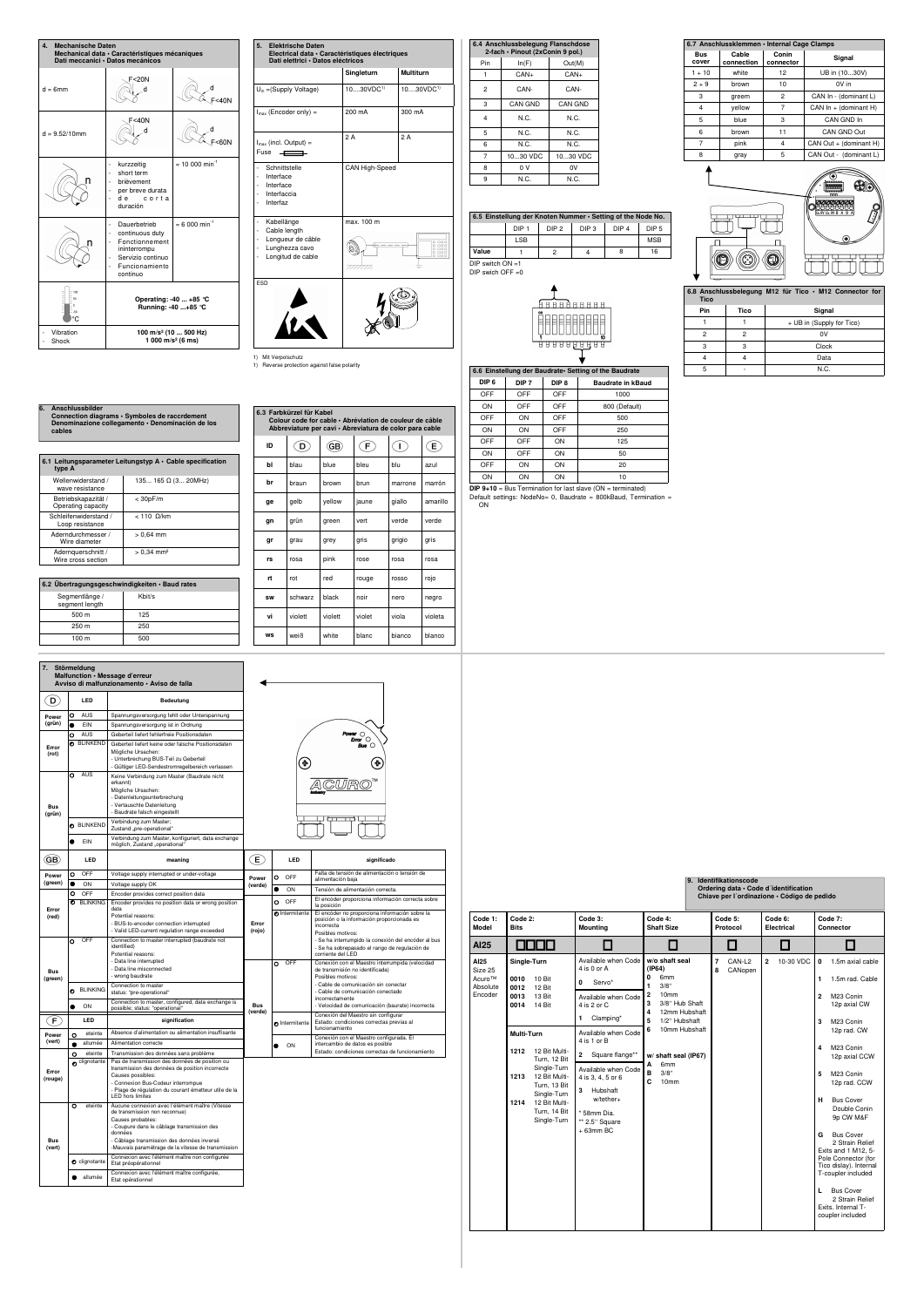## 4. Mechanische Daten
Mechanical data • Caractéristiques mécaniques
Dati meccanici • Datos mecánicos

| | | |
|---|---|---|
| d = 6mm | F<20N d | d F<40N |
| d = 9.52/10mm | F<40N d | d F<60N |
| n | - kurzzeitig<br>- short term<br>- brièvement<br>- per breve durata<br>- de corta duración | = 10 000 min⁻¹ |
| n | - Dauerbetrieb<br>- continuous duty<br>- Fonctionnement ininterrompu<br>- Servizio continuo<br>- Funcionamiento continuo | = 6 000 min⁻¹ |
| °C | Operating: -40 ... +85 °C<br>Running: -40 ...+85 °C | |
| - Vibration<br>- Shock | 100 m/s² (10 ... 500 Hz)<br>1 000 m/s² (6 ms) | |

## 5. Elektrische Daten
Electrical data • Caractéristiques électriques
Dati elettrici • Datos eléctricos

| | Singleturn | Multiturn |
|---|---|---|
| $U_B$ =(Supply Voltage) | 10....30VDC[1] | 10....30VDC[1] |
| $I_{max}$ (Encoder only) = | 200 mA | 300 mA |
| $I_{max}$ (incl. Output) =<br>Fuse | 2 A | 2 A |
| - Schnittstelle<br>- Interface<br>- Interface<br>- Interfaccia<br>- Interfaz | CAN High-Speed | |
| - Kabellänge<br>- Cable length<br>- Longueur de câble<br>- Lunghezza cavo<br>- Longitud de cable | max. 100 m | |
| ESD | | |

1) Mit Verpolschutz
1) Reverse protection against false polarity

### 6.4 Anschlussbelegung Flanschdose 2-fach • Pinout (2xConin 9 pol.)

| Pin | In(F) | Out(M) |
|---|---|---|
| 1 | CAN+ | CAN+ |
| 2 | CAN- | CAN- |
| 3 | CAN GND | CAN GND |
| 4 | N.C. | N.C. |
| 5 | N.C. | N.C. |
| 6 | N.C. | N.C. |
| 7 | 10...30 VDC | 10...30 VDC |
| 8 | 0 V | 0V |
| 9 | N.C. | N.C. |

### 6.5 Einstellung der Knoten Nummer • Setting of the Node No.

| | DIP 1 | DIP 2 | DIP 3 | DIP 4 | DIP 5 |
|---|---|---|---|---|---|
| | LSB | | | | MSB |
| Value | 1 | 2 | 4 | 8 | 16 |

DIP switch ON =1
DIP swich OFF =0

### 6.6 Einstellung der Baudrate• Setting of the Baudrate

| DIP 6 | DIP 7 | DIP 8 | Baudrate in kBaud |
|---|---|---|---|
| OFF | OFF | OFF | 1000 |
| ON | OFF | OFF | 800 (Default) |
| OFF | ON | OFF | 500 |
| ON | ON | OFF | 250 |
| OFF | OFF | ON | 125 |
| ON | OFF | ON | 50 |
| OFF | ON | ON | 20 |
| ON | ON | ON | 10 |

**DIP 9+10** = Bus Termination for last slave (ON = terminated)
Default settings: NodeNo= 0, Baudrate = 800kBaud, Termination = ON

### 6.7 Anschlussklemmen • Internal Cage Clamps

| Bus cover | Cable connection | Conin connector | Signal |
|---|---|---|---|
| 1 + 10 | white | 12 | UB in (10...30V) |
| 2 + 9 | brown | 10 | 0V in |
| 3 | greem | 2 | CAN In - (dominant L) |
| 4 | yellow | 7 | CAN In + (dominant H) |
| 5 | blue | 3 | CAN GND In |
| 6 | brown | 11 | CAN GND Out |
| 7 | pink | 4 | CAN Out + (dominant H) |
| 8 | gray | 5 | CAN Out - (dominant L) |

### 6.8 Anschlussbelegung M12 für Tico • M12 Connector for Tico

| Pin | Tico | Signal |
|---|---|---|
| 1 | 1 | + UB in (Supply for Tico) |
| 2 | 2 | 0V |
| 3 | 3 | Clock |
| 4 | 4 | Data |
| 5 | - | N.C. |

## 6. Anschlussbilder
Connection diagrams • Symboles de raccrdement
Denominazione collegamento • Denominación de los cables

### 6.1 Leitungsparameter Leitungstyp A • Cable specification type A

| | |
|---|---|
| Wellenwiderstand / wave resistance | 135... 165 Ω (3... 20MHz) |
| Betriebskapazität / Operating capacity | < 30pF/m |
| Schleifenwiderstand / Loop resistance | < 110 Ω/km |
| Aderndurchmesser / Wire diameter | > 0,64 mm |
| Adernquerschnitt / Wire cross section | > 0,34 mm² |

### 6.2 Übertragungsgeschwindigkeiten • Baud rates

| Segmentlänge / segment length | Kbit/s |
|---|---|
| 500 m | 125 |
| 250 m | 250 |
| 100 m | 500 |

### 6.3 Farbkürzel für Kabel
Colour code for cable • Abréviation de couleur de câble
Abbreviature per cavi • Abreviatura de color para cable

| ID | D | GB | F | I | E |
|---|---|---|---|---|---|
| bl | blau | blue | bleu | blu | azul |
| br | braun | brown | brun | marrone | marrón |
| ge | gelb | yellow | jaune | giallo | amarillo |
| gn | grün | green | vert | verde | verde |
| gr | grau | grey | gris | grigio | gris |
| rs | rosa | pink | rose | rosa | rosa |
| rt | rot | red | rouge | rosso | rojo |
| sw | schwarz | black | noir | nero | negro |
| vi | violett | violett | violet | viola | violeta |
| ws | weiß | white | blanc | bianco | blanco |

## 7. Störmeldung
Malfunction • Message d'erreur
Avviso di malfunzionamento • Aviso de falla

**D**

| | LED | Bedeutung |
|---|---|---|
| Power (grün) | AUS | Spannungsversorgung fehlt oder Unterspannung |
| | EIN | Spannungsversorgung ist in Ordnung |
| Error (rot) | AUS | Geberteil liefert fehlerfreie Positionsdaten |
| | BLINKEND | Geberteil liefert keine oder falsche Positionsdaten<br>Mögliche Ursachen:<br>- Unterbrechung BUS-Teil zu Geberteil<br>- Gültiger LED-Sendestromregelbereich verlassen |
| Bus (grün) | AUS | Keine Verbindung zum Master (Baudrate nicht erkannt)<br>Mögliche Ursachen:<br>- Datenleitungsunterbrechung<br>- Vertauschte Datenleitung<br>- Baudrate falsch eingestellt |
| | BLINKEND | Verbindung zum Master;<br>Zustand „pre-operational" |
| | EIN | Verbindung zum Master, konfiguriert, data exchange möglich, Zustand „operational" |

**GB**

| | LED | meaning |
|---|---|---|
| Power (green) | OFF | Voltage supply interrupted or under-voltage |
| | ON | Voltage supply OK |
| Error (red) | OFF | Encoder provides correct position data |
| | BLINKING | Encoder provides no position data or wrong position data<br>Potential reasons:<br>- BUS-to-encoder connection interrupted<br>- Valid LED-current regulation range exceeded |
| Bus (green) | OFF | Connection to master interrupted (baudrate not identified)<br>Potential reasons:<br>- Data line interrupted<br>- Data line misconnected<br>- wrong baudrate |
| | BLINKING | Connection to master<br>status: "pre-operational" |
| | ON | Connection to master, configured, data exchange is possible; status: "operational" |

**F**

| | LED | signification |
|---|---|---|
| Power (vert) | eteinte | Absence d'alimentation ou alimentation insuffisante |
| | allumée | Alimentation correcte |
| Error (rouge) | eteinte | Transmission des données sans problème |
| | clignotante | Pas de transmission des données de position ou transmission des données de position incorrecte<br>Causes possibles:<br>- Connexion Bus-Codeur interrompue<br>- Plage de régulation du courant émetteur utile de la LED hors limites |
| Bus (vert) | eteinte | Aucune connexion avec l'élément maître (Vitesse de transmission non reconnue)<br>Causes probables:<br>- Coupure dans le câblage transmission des données<br>- Câblage transmission des données inversé<br>-Mauvais paramétrage de la vitesse de transmission |
| | clignotante | Connexion avec l'élément maître non configurée<br>Etat préopérationnel |
| | allumée | Connexion avec l'élément maître configurée,<br>Etat opérationnel |

**E**

| | LED | significado |
|---|---|---|
| Power (verde) | OFF | Falla de tensión de alimentación o tensión de alimentación baja |
| | ON | Tensión de alimentación correcta. |
| Error (rojo) | OFF | El encoder proporciona información correcta sobre la posición |
| | Intermitente | El encoder no proporciona información sobre la posición o la información proporcionada es incorrecta<br>Posibles motivos:<br>- Se ha interrumpido la conexión del encoder al bus<br>- Se ha sobrepasado el rango de regulación de corriente del LED |
| Bus (verde) | OFF | Conexión con el Maestro interrumpida (velocidad de transmisión no identificada)<br>Posibles motivos:<br>- Cable de comunicación sin conectar<br>- Cable de comunicación conectado incorrectamente<br>- Velocidad de comunicación (baurate) incorrecta |
| | Intermitente | Conexión del Maestro sin configurar<br>Estado: condiciones correctas previas al funcionamiento |
| | ON | Conexión con el Maestro configurada. El intercambio de datos es posible<br>Estado: condiciones correctas de funcionamiento |

Power, Error, Bus

ACURO™ Industry

## 9. Identifikationscode
Ordering data • Code d'identification
Chiave per l'ordinazione • Código de pedido

| Code 1: Model | Code 2: Bits | Code 3: Mounting | Code 4: Shaft Size | Code 5: Protocol | Code 6: Electrical | Code 7: Connector |
|---|---|---|---|---|---|---|
| **AI25** | □□□□ | □ | □ | □ | □ | □ |
| **AI25**<br>Size 25<br>Acuro™<br>Absolute<br>Encoder | **Single-Turn**<br>**0010** 10 Bit<br>**0012** 12 Bit<br>**0013** 13 Bit<br>**0014** 14 Bit<br><br>**Multi-Turn**<br>**1212** 12 Bit Multi-Turn, 12 Bit Single-Turn<br>**1213** 12 Bit Multi-Turn, 13 Bit Single-Turn<br>**1214** 12 Bit Multi-Turn, 14 Bit Single-Turn | Available when Code 4 is 0 or A<br>**0** Servo*<br><br>Available when Code 4 is 2 or C<br>**1** Clamping*<br><br>Available when Code 4 is 1 or B<br>**2** Square flange**<br><br>Available when Code 4 is 3, 4, 5 or 6<br>**3** Hubshaft w/tether+<br><br>* 58mm Dia.<br>** 2.5" Square<br>+ 63mm BC | **w/o shaft seal (IP64)**<br>**0** 6mm<br>**1** 3/8"<br>**2** 10mm<br>**3** 3/8" Hub Shaft<br>**4** 12mm Hubshaft<br>**5** 1/2" Hubshaft<br>**6** 10mm Hubshaft<br><br>**w/ shaft seal (IP67)**<br>**A** 6mm<br>**B** 3/8"<br>**C** 10mm | **7** CAN-L2<br>**8** CANopen | **2** 10-30 VDC | **0** 1.5m axial cable<br>**1** 1.5m rad. Cable<br>**2** M23 Conin 12p axial CW<br>**3** M23 Conin 12p rad. CW<br>**4** M23 Conin 12p axial CCW<br>**5** M23 Conin 12p rad. CCW<br>**H** Bus Cover Double Conin 9p CW M&F<br>**G** Bus Cover 2 Strain Relief Exits and 1 M12, 5-Pole Connector (for Tico dislay). Internal T-coupler included<br>**L** Bus Cover 2 Strain Relief Exits. Internal T-coupler included |